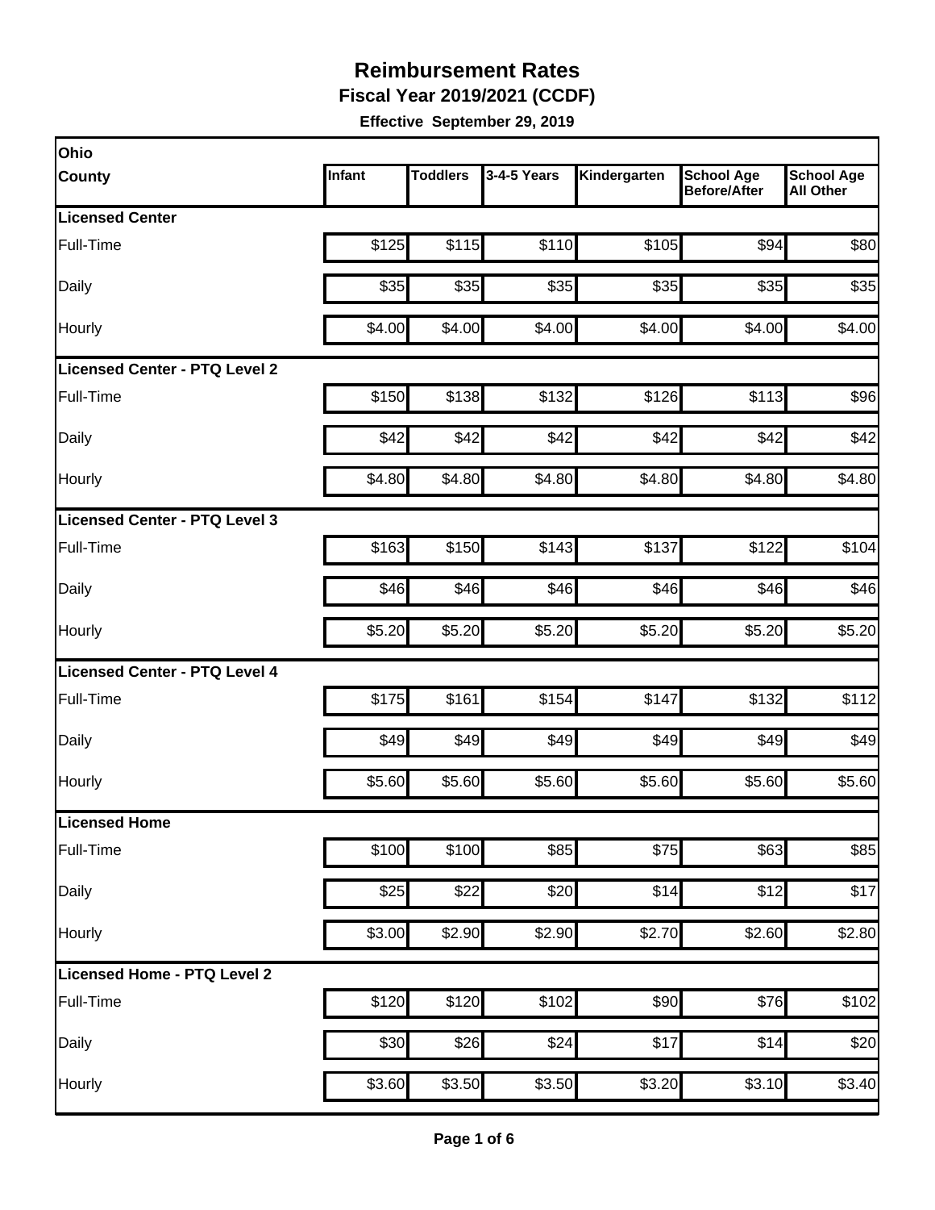# Reimbursement Rates

## Fiscal Year 2019/2021 (CCDF)

**Effective September 29, 2019**

| Ohio County | Infant | Toddlers | 3-4-5 Years | Kindergarten | School Age Before/After | School Age All Other |
|---|---|---|---|---|---|---|
| **Licensed Center** | | | | | | |
| Full-Time | $125 | $115 | $110 | $105 | $94 | $80 |
| Daily | $35 | $35 | $35 | $35 | $35 | $35 |
| Hourly | $4.00 | $4.00 | $4.00 | $4.00 | $4.00 | $4.00 |
| **Licensed Center - PTQ Level 2** | | | | | | |
| Full-Time | $150 | $138 | $132 | $126 | $113 | $96 |
| Daily | $42 | $42 | $42 | $42 | $42 | $42 |
| Hourly | $4.80 | $4.80 | $4.80 | $4.80 | $4.80 | $4.80 |
| **Licensed Center - PTQ Level 3** | | | | | | |
| Full-Time | $163 | $150 | $143 | $137 | $122 | $104 |
| Daily | $46 | $46 | $46 | $46 | $46 | $46 |
| Hourly | $5.20 | $5.20 | $5.20 | $5.20 | $5.20 | $5.20 |
| **Licensed Center - PTQ Level 4** | | | | | | |
| Full-Time | $175 | $161 | $154 | $147 | $132 | $112 |
| Daily | $49 | $49 | $49 | $49 | $49 | $49 |
| Hourly | $5.60 | $5.60 | $5.60 | $5.60 | $5.60 | $5.60 |
| **Licensed Home** | | | | | | |
| Full-Time | $100 | $100 | $85 | $75 | $63 | $85 |
| Daily | $25 | $22 | $20 | $14 | $12 | $17 |
| Hourly | $3.00 | $2.90 | $2.90 | $2.70 | $2.60 | $2.80 |
| **Licensed Home - PTQ Level 2** | | | | | | |
| Full-Time | $120 | $120 | $102 | $90 | $76 | $102 |
| Daily | $30 | $26 | $24 | $17 | $14 | $20 |
| Hourly | $3.60 | $3.50 | $3.50 | $3.20 | $3.10 | $3.40 |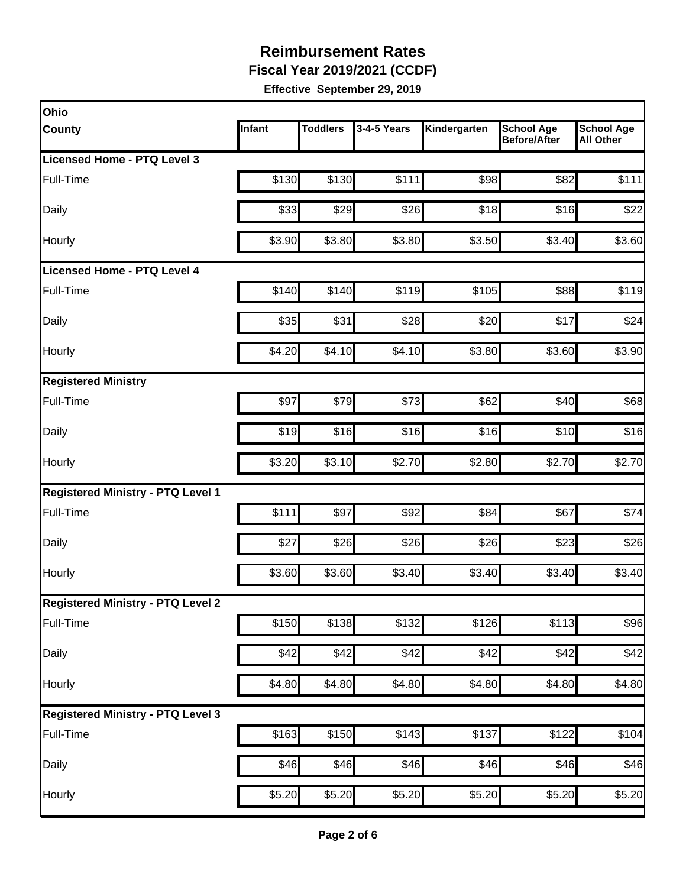# Reimbursement Rates

**Fiscal Year 2019/2021 (CCDF)**

**Effective September 29, 2019**

| Ohio County | Infant | Toddlers | 3-4-5 Years | Kindergarten | School Age Before/After | School Age All Other |
|---|---|---|---|---|---|---|
| **Licensed Home - PTQ Level 3** | | | | | | |
| Full-Time | $130 | $130 | $111 | $98 | $82 | $111 |
| Daily | $33 | $29 | $26 | $18 | $16 | $22 |
| Hourly | $3.90 | $3.80 | $3.80 | $3.50 | $3.40 | $3.60 |
| **Licensed Home - PTQ Level 4** | | | | | | |
| Full-Time | $140 | $140 | $119 | $105 | $88 | $119 |
| Daily | $35 | $31 | $28 | $20 | $17 | $24 |
| Hourly | $4.20 | $4.10 | $4.10 | $3.80 | $3.60 | $3.90 |
| **Registered Ministry** | | | | | | |
| Full-Time | $97 | $79 | $73 | $62 | $40 | $68 |
| Daily | $19 | $16 | $16 | $16 | $10 | $16 |
| Hourly | $3.20 | $3.10 | $2.70 | $2.80 | $2.70 | $2.70 |
| **Registered Ministry - PTQ Level 1** | | | | | | |
| Full-Time | $111 | $97 | $92 | $84 | $67 | $74 |
| Daily | $27 | $26 | $26 | $26 | $23 | $26 |
| Hourly | $3.60 | $3.60 | $3.40 | $3.40 | $3.40 | $3.40 |
| **Registered Ministry - PTQ Level 2** | | | | | | |
| Full-Time | $150 | $138 | $132 | $126 | $113 | $96 |
| Daily | $42 | $42 | $42 | $42 | $42 | $42 |
| Hourly | $4.80 | $4.80 | $4.80 | $4.80 | $4.80 | $4.80 |
| **Registered Ministry - PTQ Level 3** | | | | | | |
| Full-Time | $163 | $150 | $143 | $137 | $122 | $104 |
| Daily | $46 | $46 | $46 | $46 | $46 | $46 |
| Hourly | $5.20 | $5.20 | $5.20 | $5.20 | $5.20 | $5.20 |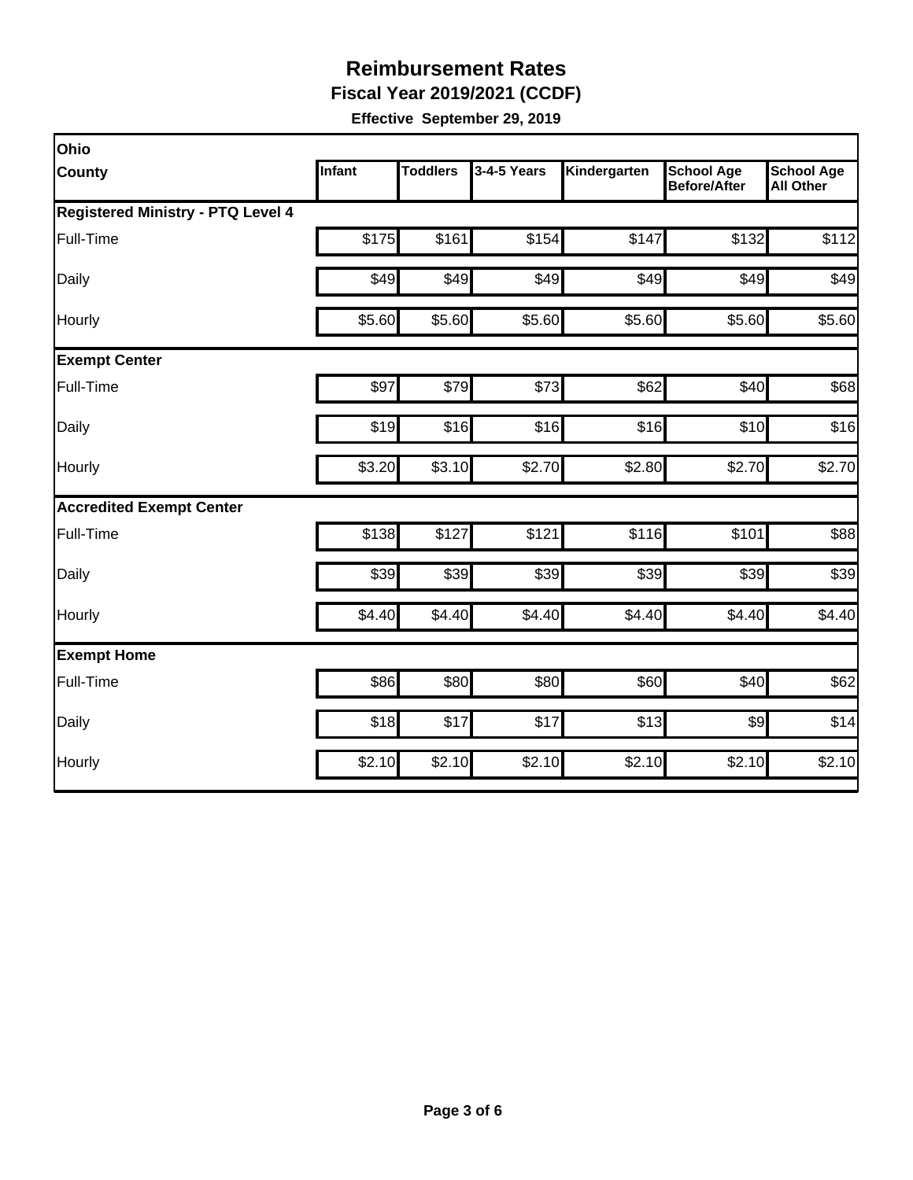# Reimbursement Rates

**Fiscal Year 2019/2021 (CCDF)**

**Effective September 29, 2019**

| Ohio | | | | | | |
|---|---|---|---|---|---|---|
| **County** | **Infant** | **Toddlers** | **3-4-5 Years** | **Kindergarten** | **School Age Before/After** | **School Age All Other** |
| **Registered Ministry - PTQ Level 4** | | | | | | |
| Full-Time | $175 | $161 | $154 | $147 | $132 | $112 |
| Daily | $49 | $49 | $49 | $49 | $49 | $49 |
| Hourly | $5.60 | $5.60 | $5.60 | $5.60 | $5.60 | $5.60 |
| **Exempt Center** | | | | | | |
| Full-Time | $97 | $79 | $73 | $62 | $40 | $68 |
| Daily | $19 | $16 | $16 | $16 | $10 | $16 |
| Hourly | $3.20 | $3.10 | $2.70 | $2.80 | $2.70 | $2.70 |
| **Accredited Exempt Center** | | | | | | |
| Full-Time | $138 | $127 | $121 | $116 | $101 | $88 |
| Daily | $39 | $39 | $39 | $39 | $39 | $39 |
| Hourly | $4.40 | $4.40 | $4.40 | $4.40 | $4.40 | $4.40 |
| **Exempt Home** | | | | | | |
| Full-Time | $86 | $80 | $80 | $60 | $40 | $62 |
| Daily | $18 | $17 | $17 | $13 | $9 | $14 |
| Hourly | $2.10 | $2.10 | $2.10 | $2.10 | $2.10 | $2.10 |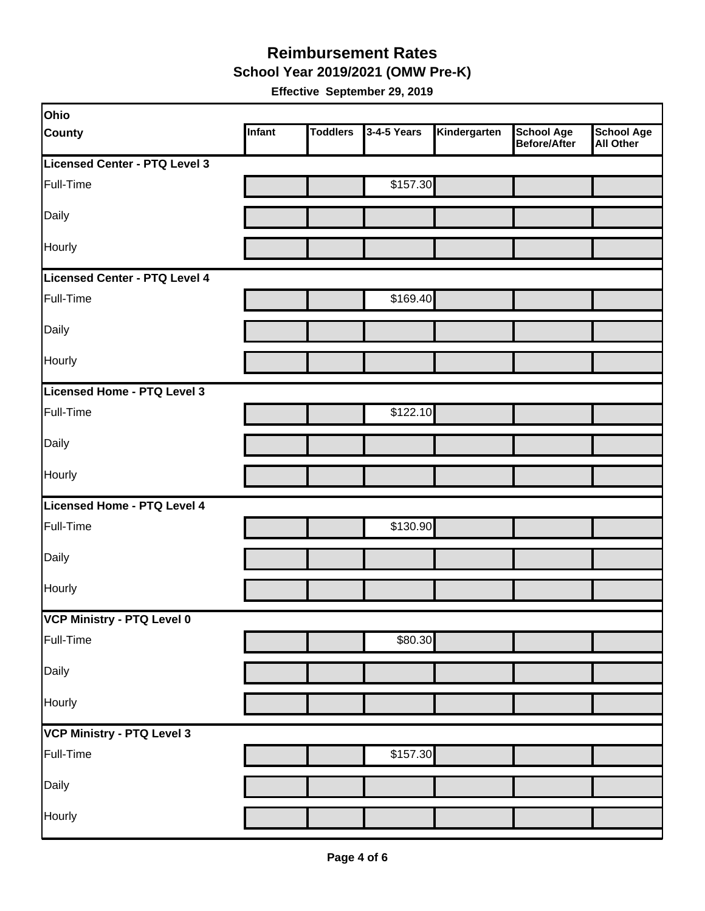# Reimbursement Rates

## School Year 2019/2021 (OMW Pre-K)

**Effective September 29, 2019**

| Ohio<br>County | Infant | Toddlers | 3-4-5 Years | Kindergarten | School Age Before/After | School Age All Other |
|---|---|---|---|---|---|---|
| **Licensed Center - PTQ Level 3** | | | | | | |
| Full-Time | | | $157.30 | | | |
| Daily | | | | | | |
| Hourly | | | | | | |
| **Licensed Center - PTQ Level 4** | | | | | | |
| Full-Time | | | $169.40 | | | |
| Daily | | | | | | |
| Hourly | | | | | | |
| **Licensed Home - PTQ Level 3** | | | | | | |
| Full-Time | | | $122.10 | | | |
| Daily | | | | | | |
| Hourly | | | | | | |
| **Licensed Home - PTQ Level 4** | | | | | | |
| Full-Time | | | $130.90 | | | |
| Daily | | | | | | |
| Hourly | | | | | | |
| **VCP Ministry - PTQ Level 0** | | | | | | |
| Full-Time | | | $80.30 | | | |
| Daily | | | | | | |
| Hourly | | | | | | |
| **VCP Ministry - PTQ Level 3** | | | | | | |
| Full-Time | | | $157.30 | | | |
| Daily | | | | | | |
| Hourly | | | | | | |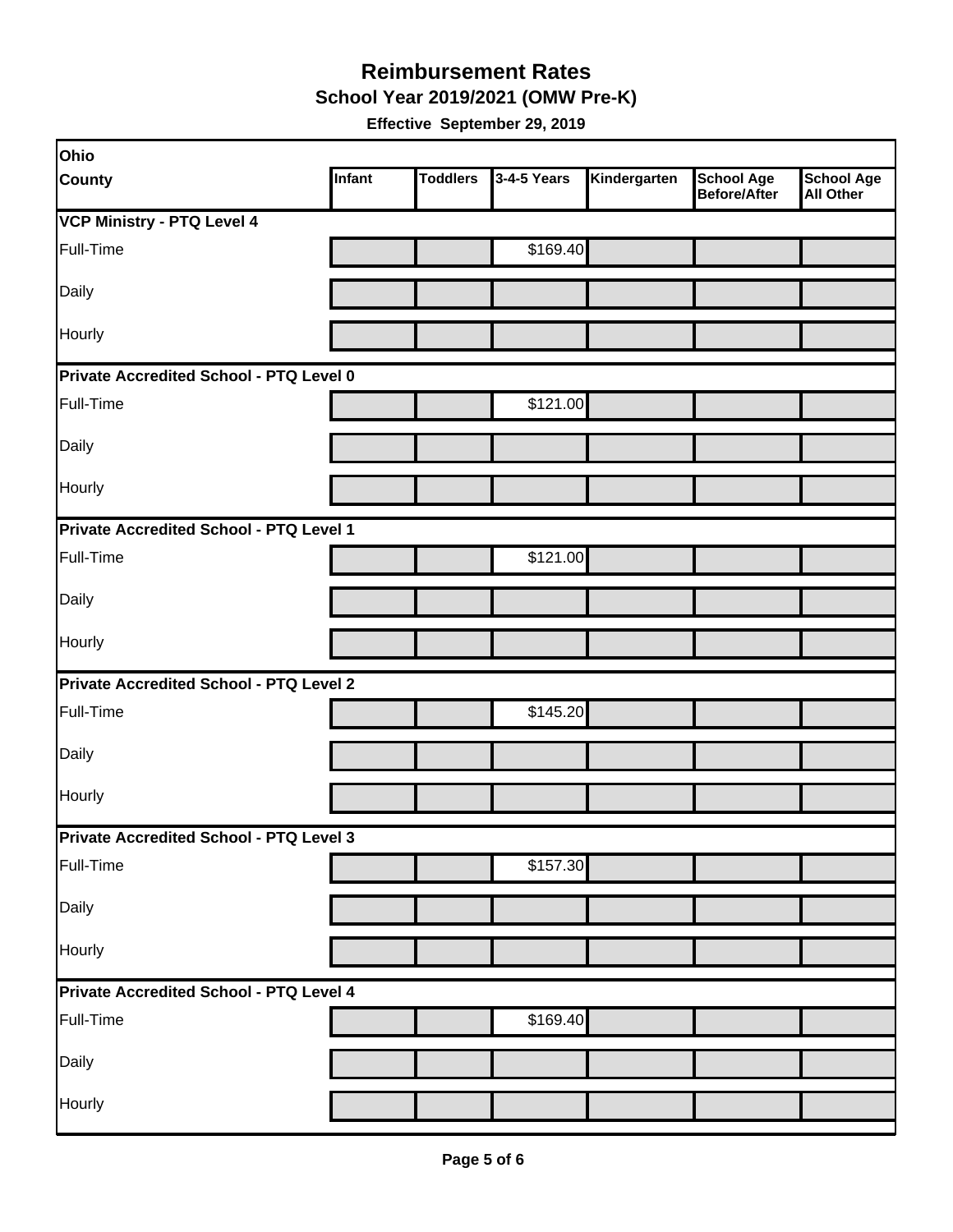# Reimbursement Rates

## School Year 2019/2021 (OMW Pre-K)

**Effective September 29, 2019**

| Ohio County | Infant | Toddlers | 3-4-5 Years | Kindergarten | School Age Before/After | School Age All Other |
|---|---|---|---|---|---|---|
| **VCP Ministry - PTQ Level 4** | | | | | | |
| Full-Time | | | $169.40 | | | |
| Daily | | | | | | |
| Hourly | | | | | | |
| **Private Accredited School - PTQ Level 0** | | | | | | |
| Full-Time | | | $121.00 | | | |
| Daily | | | | | | |
| Hourly | | | | | | |
| **Private Accredited School - PTQ Level 1** | | | | | | |
| Full-Time | | | $121.00 | | | |
| Daily | | | | | | |
| Hourly | | | | | | |
| **Private Accredited School - PTQ Level 2** | | | | | | |
| Full-Time | | | $145.20 | | | |
| Daily | | | | | | |
| Hourly | | | | | | |
| **Private Accredited School - PTQ Level 3** | | | | | | |
| Full-Time | | | $157.30 | | | |
| Daily | | | | | | |
| Hourly | | | | | | |
| **Private Accredited School - PTQ Level 4** | | | | | | |
| Full-Time | | | $169.40 | | | |
| Daily | | | | | | |
| Hourly | | | | | | |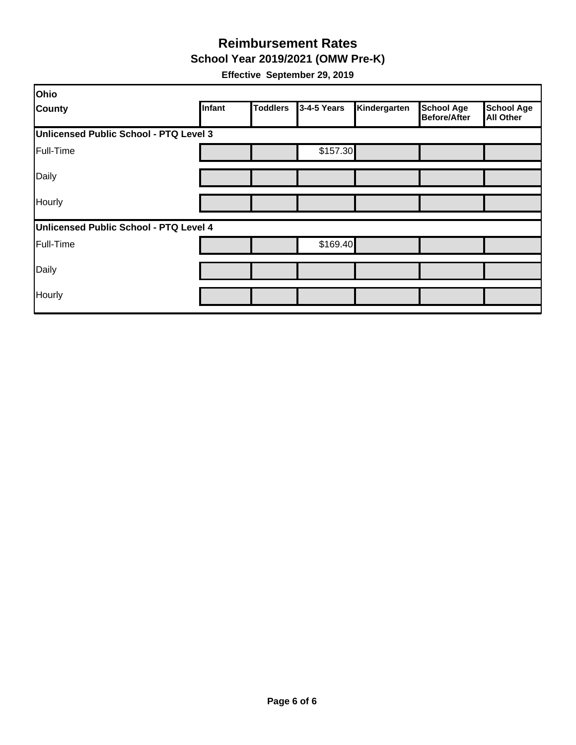# Reimbursement Rates

## School Year 2019/2021 (OMW Pre-K)

**Effective September 29, 2019**

| Ohio County | Infant | Toddlers | 3-4-5 Years | Kindergarten | School Age Before/After | School Age All Other |
|---|---|---|---|---|---|---|
| **Unlicensed Public School - PTQ Level 3** | | | | | | |
| Full-Time | | | $157.30 | | | |
| Daily | | | | | | |
| Hourly | | | | | | |
| **Unlicensed Public School - PTQ Level 4** | | | | | | |
| Full-Time | | | $169.40 | | | |
| Daily | | | | | | |
| Hourly | | | | | | |